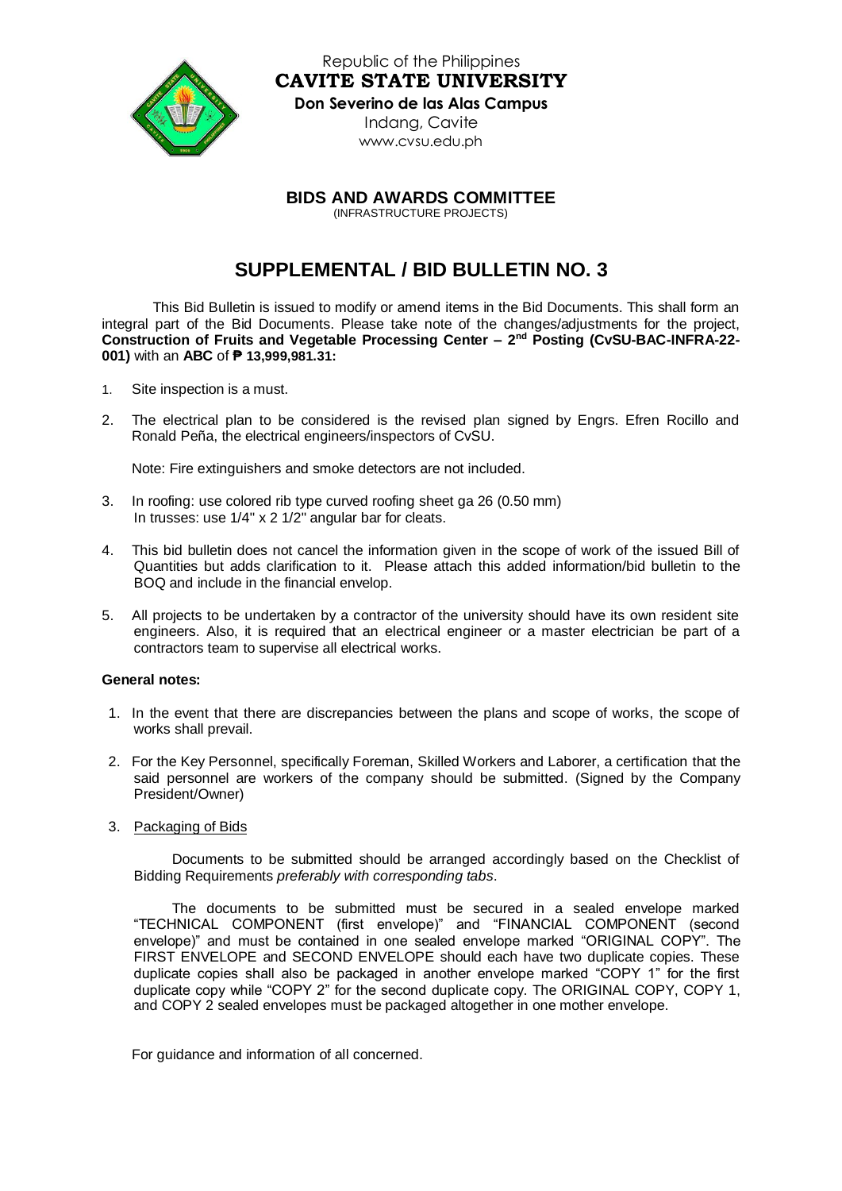Republic of the Philippines
**CAVITE STATE UNIVERSITY**
**Don Severino de las Alas Campus**
Indang, Cavite
www.cvsu.edu.ph

**BIDS AND AWARDS COMMITTEE**
(INFRASTRUCTURE PROJECTS)

# SUPPLEMENTAL / BID BULLETIN NO. 3

This Bid Bulletin is issued to modify or amend items in the Bid Documents. This shall form an integral part of the Bid Documents. Please take note of the changes/adjustments for the project, **Construction of Fruits and Vegetable Processing Center – 2nd Posting (CvSU-BAC-INFRA-22-001)** with an **ABC** of **₱ 13,999,981.31:**

1. Site inspection is a must.

2. The electrical plan to be considered is the revised plan signed by Engrs. Efren Rocillo and Ronald Peña, the electrical engineers/inspectors of CvSU.

   Note: Fire extinguishers and smoke detectors are not included.

3. In roofing: use colored rib type curved roofing sheet ga 26 (0.50 mm)
   In trusses: use 1/4" x 2 1/2" angular bar for cleats.

4. This bid bulletin does not cancel the information given in the scope of work of the issued Bill of Quantities but adds clarification to it. Please attach this added information/bid bulletin to the BOQ and include in the financial envelop.

5. All projects to be undertaken by a contractor of the university should have its own resident site engineers. Also, it is required that an electrical engineer or a master electrician be part of a contractors team to supervise all electrical works.

**General notes:**

1. In the event that there are discrepancies between the plans and scope of works, the scope of works shall prevail.

2. For the Key Personnel, specifically Foreman, Skilled Workers and Laborer, a certification that the said personnel are workers of the company should be submitted. (Signed by the Company President/Owner)

3. Packaging of Bids

   Documents to be submitted should be arranged accordingly based on the Checklist of Bidding Requirements *preferably with corresponding tabs*.

   The documents to be submitted must be secured in a sealed envelope marked "TECHNICAL COMPONENT (first envelope)" and "FINANCIAL COMPONENT (second envelope)" and must be contained in one sealed envelope marked "ORIGINAL COPY". The FIRST ENVELOPE and SECOND ENVELOPE should each have two duplicate copies. These duplicate copies shall also be packaged in another envelope marked "COPY 1" for the first duplicate copy while "COPY 2" for the second duplicate copy. The ORIGINAL COPY, COPY 1, and COPY 2 sealed envelopes must be packaged altogether in one mother envelope.

For guidance and information of all concerned.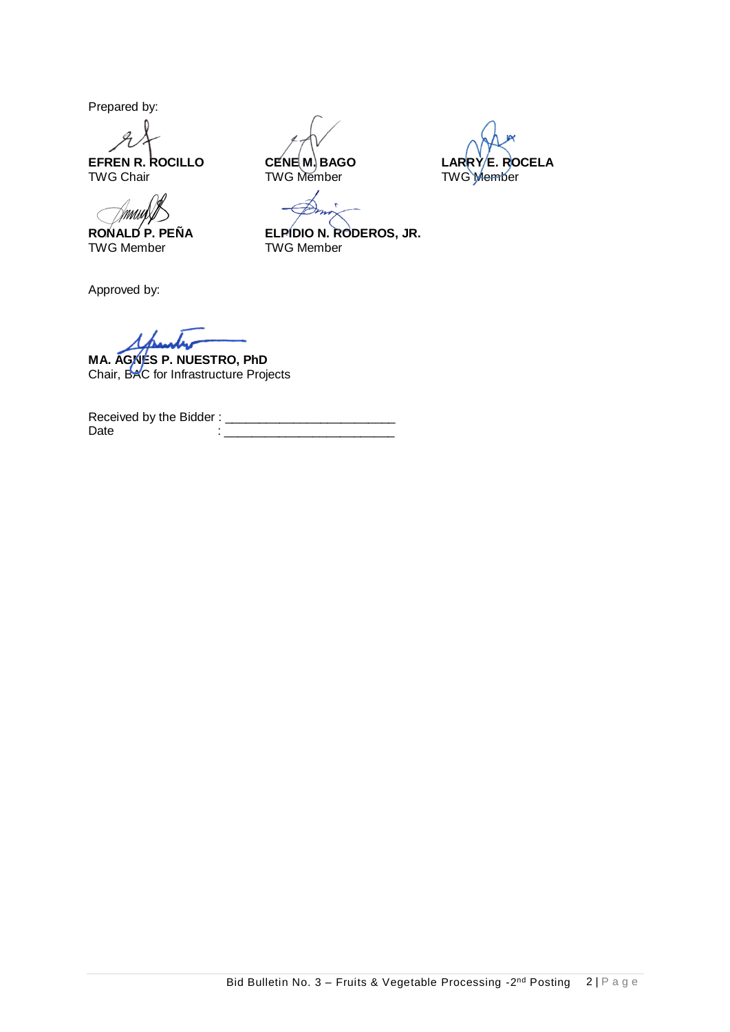Prepared by:

| | | |
|---|---|---|
| **EFREN R. ROCILLO**<br>TWG Chair | **CENE M. BAGO**<br>TWG Member | **LARRY E. ROCELA**<br>TWG Member |
| **RONALD P. PEÑA**<br>TWG Member | **ELPIDIO N. RODEROS, JR.**<br>TWG Member | |

Approved by:

**MA. AGNES P. NUESTRO, PhD**
Chair, BAC for Infrastructure Projects

Received by the Bidder : _________________________
Date : _________________________